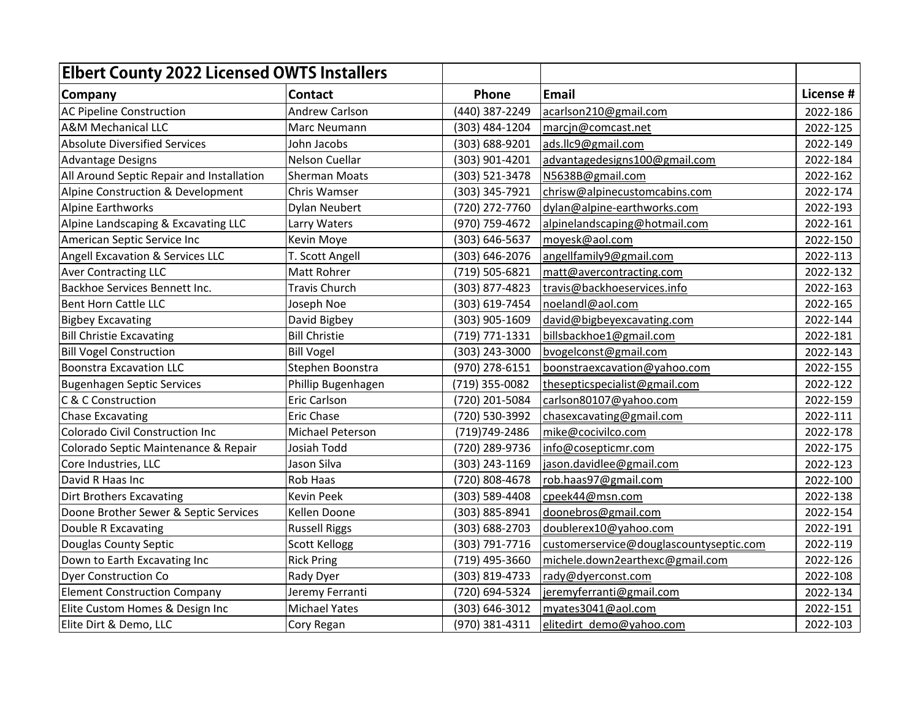| Elbert County 2022 Licensed OWTS Installers | | | | |
|---|---|---|---|---|
| **Company** | **Contact** | **Phone** | **Email** | **License #** |
| AC Pipeline Construction | Andrew Carlson | (440) 387-2249 | acarlson210@gmail.com | 2022-186 |
| A&M Mechanical LLC | Marc Neumann | (303) 484-1204 | marcjn@comcast.net | 2022-125 |
| Absolute Diversified Services | John Jacobs | (303) 688-9201 | ads.llc9@gmail.com | 2022-149 |
| Advantage Designs | Nelson Cuellar | (303) 901-4201 | advantagedesigns100@gmail.com | 2022-184 |
| All Around Septic Repair and Installation | Sherman Moats | (303) 521-3478 | N5638B@gmail.com | 2022-162 |
| Alpine Construction & Development | Chris Wamser | (303) 345-7921 | chrisw@alpinecustomcabins.com | 2022-174 |
| Alpine Earthworks | Dylan Neubert | (720) 272-7760 | dylan@alpine-earthworks.com | 2022-193 |
| Alpine Landscaping & Excavating LLC | Larry Waters | (970) 759-4672 | alpinelandscaping@hotmail.com | 2022-161 |
| American Septic Service Inc | Kevin Moye | (303) 646-5637 | moyesk@aol.com | 2022-150 |
| Angell Excavation & Services LLC | T. Scott Angell | (303) 646-2076 | angellfamily9@gmail.com | 2022-113 |
| Aver Contracting LLC | Matt Rohrer | (719) 505-6821 | matt@avercontracting.com | 2022-132 |
| Backhoe Services Bennett Inc. | Travis Church | (303) 877-4823 | travis@backhoeservices.info | 2022-163 |
| Bent Horn Cattle LLC | Joseph Noe | (303) 619-7454 | noelandl@aol.com | 2022-165 |
| Bigbey Excavating | David Bigbey | (303) 905-1609 | david@bigbeyexcavating.com | 2022-144 |
| Bill Christie Excavating | Bill Christie | (719) 771-1331 | billsbackhoe1@gmail.com | 2022-181 |
| Bill Vogel Construction | Bill Vogel | (303) 243-3000 | bvogelconst@gmail.com | 2022-143 |
| Boonstra Excavation LLC | Stephen Boonstra | (970) 278-6151 | boonstraexcavation@yahoo.com | 2022-155 |
| Bugenhagen Septic Services | Phillip Bugenhagen | (719) 355-0082 | thesepticspecialist@gmail.com | 2022-122 |
| C & C Construction | Eric Carlson | (720) 201-5084 | carlson80107@yahoo.com | 2022-159 |
| Chase Excavating | Eric Chase | (720) 530-3992 | chasexcavating@gmail.com | 2022-111 |
| Colorado Civil Construction Inc | Michael Peterson | (719)749-2486 | mike@cocivilco.com | 2022-178 |
| Colorado Septic Maintenance & Repair | Josiah Todd | (720) 289-9736 | info@cosepticmr.com | 2022-175 |
| Core Industries, LLC | Jason Silva | (303) 243-1169 | jason.davidlee@gmail.com | 2022-123 |
| David R Haas Inc | Rob Haas | (720) 808-4678 | rob.haas97@gmail.com | 2022-100 |
| Dirt Brothers Excavating | Kevin Peek | (303) 589-4408 | cpeek44@msn.com | 2022-138 |
| Doone Brother Sewer & Septic Services | Kellen Doone | (303) 885-8941 | doonebros@gmail.com | 2022-154 |
| Double R Excavating | Russell Riggs | (303) 688-2703 | doublerex10@yahoo.com | 2022-191 |
| Douglas County Septic | Scott Kellogg | (303) 791-7716 | customerservice@douglascountyseptic.com | 2022-119 |
| Down to Earth Excavating Inc | Rick Pring | (719) 495-3660 | michele.down2earthexc@gmail.com | 2022-126 |
| Dyer Construction Co | Rady Dyer | (303) 819-4733 | rady@dyerconst.com | 2022-108 |
| Element Construction Company | Jeremy Ferranti | (720) 694-5324 | jeremyferranti@gmail.com | 2022-134 |
| Elite Custom Homes & Design Inc | Michael Yates | (303) 646-3012 | myates3041@aol.com | 2022-151 |
| Elite Dirt & Demo, LLC | Cory Regan | (970) 381-4311 | elitedirt_demo@yahoo.com | 2022-103 |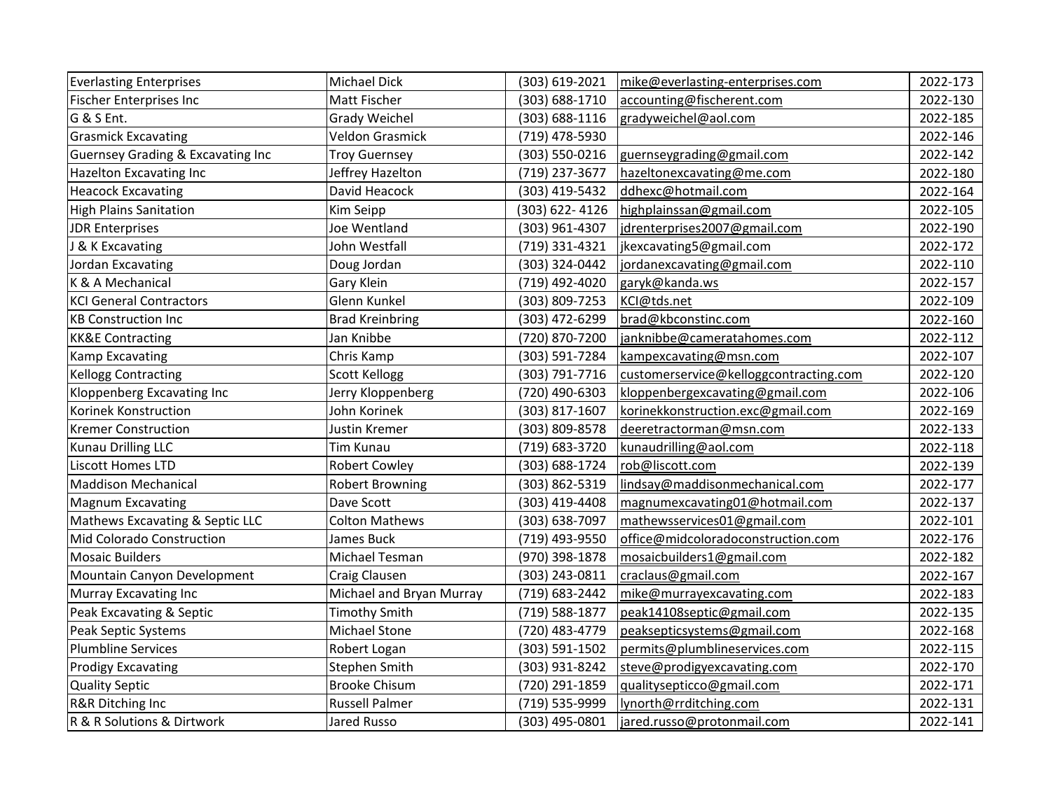| Everlasting Enterprises | Michael Dick | (303) 619-2021 | mike@everlasting-enterprises.com | 2022-173 |
|---|---|---|---|---|
| Fischer Enterprises Inc | Matt Fischer | (303) 688-1710 | accounting@fischerent.com | 2022-130 |
| G & S Ent. | Grady Weichel | (303) 688-1116 | gradyweichel@aol.com | 2022-185 |
| Grasmick Excavating | Veldon Grasmick | (719) 478-5930 | | 2022-146 |
| Guernsey Grading & Excavating Inc | Troy Guernsey | (303) 550-0216 | guernseygrading@gmail.com | 2022-142 |
| Hazelton Excavating Inc | Jeffrey Hazelton | (719) 237-3677 | hazeltonexcavating@me.com | 2022-180 |
| Heacock Excavating | David Heacock | (303) 419-5432 | ddhexc@hotmail.com | 2022-164 |
| High Plains Sanitation | Kim Seipp | (303) 622- 4126 | highplainssan@gmail.com | 2022-105 |
| JDR Enterprises | Joe Wentland | (303) 961-4307 | jdrenterprises2007@gmail.com | 2022-190 |
| J & K Excavating | John Westfall | (719) 331-4321 | jkexcavating5@gmail.com | 2022-172 |
| Jordan Excavating | Doug Jordan | (303) 324-0442 | jordanexcavating@gmail.com | 2022-110 |
| K & A Mechanical | Gary Klein | (719) 492-4020 | garyk@kanda.ws | 2022-157 |
| KCI General Contractors | Glenn Kunkel | (303) 809-7253 | KCI@tds.net | 2022-109 |
| KB Construction Inc | Brad Kreinbring | (303) 472-6299 | brad@kbconstinc.com | 2022-160 |
| KK&E Contracting | Jan Knibbe | (720) 870-7200 | janknibbe@cameratahomes.com | 2022-112 |
| Kamp Excavating | Chris Kamp | (303) 591-7284 | kampexcavating@msn.com | 2022-107 |
| Kellogg Contracting | Scott Kellogg | (303) 791-7716 | customerservice@kelloggcontracting.com | 2022-120 |
| Kloppenberg Excavating Inc | Jerry Kloppenberg | (720) 490-6303 | kloppenbergexcavating@gmail.com | 2022-106 |
| Korinek Konstruction | John Korinek | (303) 817-1607 | korinekkonstruction.exc@gmail.com | 2022-169 |
| Kremer Construction | Justin Kremer | (303) 809-8578 | deeretractorman@msn.com | 2022-133 |
| Kunau Drilling LLC | Tim Kunau | (719) 683-3720 | kunaudrilling@aol.com | 2022-118 |
| Liscott Homes LTD | Robert Cowley | (303) 688-1724 | rob@liscott.com | 2022-139 |
| Maddison Mechanical | Robert Browning | (303) 862-5319 | lindsay@maddisonmechanical.com | 2022-177 |
| Magnum Excavating | Dave Scott | (303) 419-4408 | magnumexcavating01@hotmail.com | 2022-137 |
| Mathews Excavating & Septic LLC | Colton Mathews | (303) 638-7097 | mathewsservices01@gmail.com | 2022-101 |
| Mid Colorado Construction | James Buck | (719) 493-9550 | office@midcoloradoconstruction.com | 2022-176 |
| Mosaic Builders | Michael Tesman | (970) 398-1878 | mosaicbuilders1@gmail.com | 2022-182 |
| Mountain Canyon Development | Craig Clausen | (303) 243-0811 | craclaus@gmail.com | 2022-167 |
| Murray Excavating Inc | Michael and Bryan Murray | (719) 683-2442 | mike@murrayexcavating.com | 2022-183 |
| Peak Excavating & Septic | Timothy Smith | (719) 588-1877 | peak14108septic@gmail.com | 2022-135 |
| Peak Septic Systems | Michael Stone | (720) 483-4779 | peaksepticsystems@gmail.com | 2022-168 |
| Plumbline Services | Robert Logan | (303) 591-1502 | permits@plumblineservices.com | 2022-115 |
| Prodigy Excavating | Stephen Smith | (303) 931-8242 | steve@prodigyexcavating.com | 2022-170 |
| Quality Septic | Brooke Chisum | (720) 291-1859 | qualitysepticco@gmail.com | 2022-171 |
| R&R Ditching Inc | Russell Palmer | (719) 535-9999 | lynorth@rrditching.com | 2022-131 |
| R & R Solutions & Dirtwork | Jared Russo | (303) 495-0801 | jared.russo@protonmail.com | 2022-141 |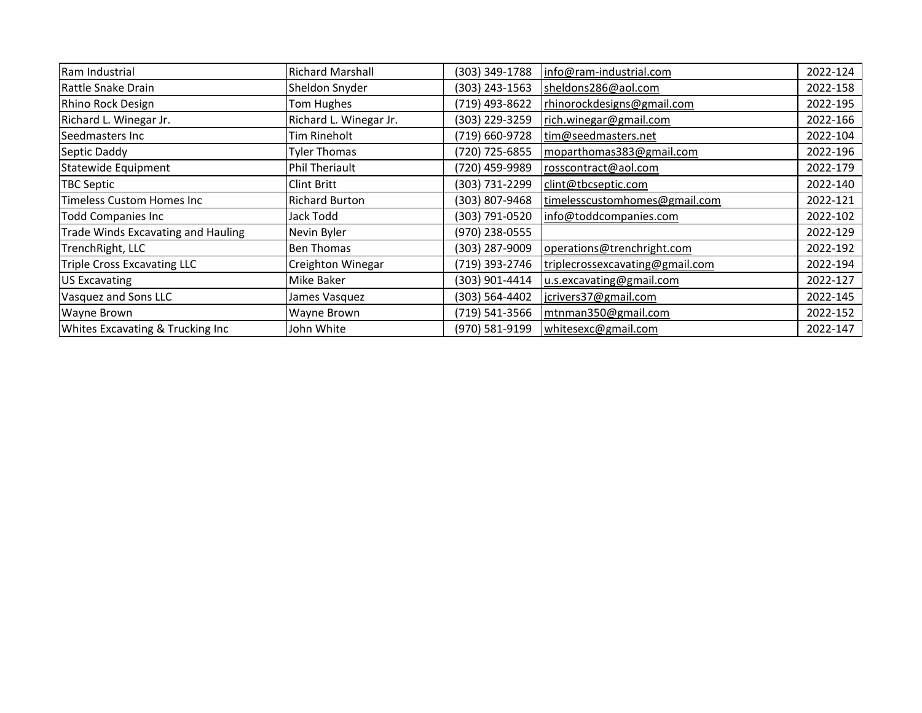| | | | | |
|---|---|---|---|---|
| Ram Industrial | Richard Marshall | (303) 349-1788 | info@ram-industrial.com | 2022-124 |
| Rattle Snake Drain | Sheldon Snyder | (303) 243-1563 | sheldons286@aol.com | 2022-158 |
| Rhino Rock Design | Tom Hughes | (719) 493-8622 | rhinorockdesigns@gmail.com | 2022-195 |
| Richard L. Winegar Jr. | Richard L. Winegar Jr. | (303) 229-3259 | rich.winegar@gmail.com | 2022-166 |
| Seedmasters Inc | Tim Rineholt | (719) 660-9728 | tim@seedmasters.net | 2022-104 |
| Septic Daddy | Tyler Thomas | (720) 725-6855 | moparthomas383@gmail.com | 2022-196 |
| Statewide Equipment | Phil Theriault | (720) 459-9989 | rosscontract@aol.com | 2022-179 |
| TBC Septic | Clint Britt | (303) 731-2299 | clint@tbcseptic.com | 2022-140 |
| Timeless Custom Homes Inc | Richard Burton | (303) 807-9468 | timelesscustomhomes@gmail.com | 2022-121 |
| Todd Companies Inc | Jack Todd | (303) 791-0520 | info@toddcompanies.com | 2022-102 |
| Trade Winds Excavating and Hauling | Nevin Byler | (970) 238-0555 | | 2022-129 |
| TrenchRight, LLC | Ben Thomas | (303) 287-9009 | operations@trenchright.com | 2022-192 |
| Triple Cross Excavating LLC | Creighton Winegar | (719) 393-2746 | triplecrossexcavating@gmail.com | 2022-194 |
| US Excavating | Mike Baker | (303) 901-4414 | u.s.excavating@gmail.com | 2022-127 |
| Vasquez and Sons LLC | James Vasquez | (303) 564-4402 | jcrivers37@gmail.com | 2022-145 |
| Wayne Brown | Wayne Brown | (719) 541-3566 | mtnman350@gmail.com | 2022-152 |
| Whites Excavating & Trucking Inc | John White | (970) 581-9199 | whitesexc@gmail.com | 2022-147 |